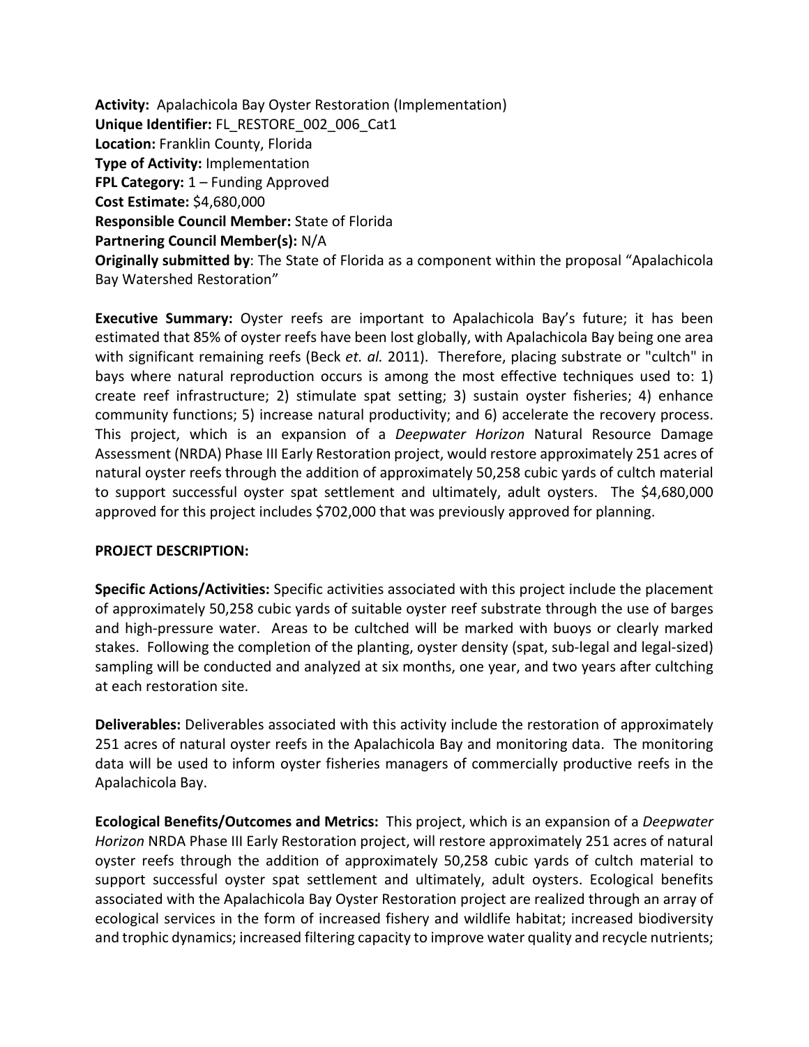**Activity:** Apalachicola Bay Oyster Restoration (Implementation)
**Unique Identifier:** FL_RESTORE_002_006_Cat1
**Location:** Franklin County, Florida
**Type of Activity:** Implementation
**FPL Category:** 1 – Funding Approved
**Cost Estimate:** $4,680,000
**Responsible Council Member:** State of Florida
**Partnering Council Member(s):** N/A
**Originally submitted by**: The State of Florida as a component within the proposal "Apalachicola Bay Watershed Restoration"

**Executive Summary:** Oyster reefs are important to Apalachicola Bay's future; it has been estimated that 85% of oyster reefs have been lost globally, with Apalachicola Bay being one area with significant remaining reefs (Beck *et. al.* 2011). Therefore, placing substrate or "cultch" in bays where natural reproduction occurs is among the most effective techniques used to: 1) create reef infrastructure; 2) stimulate spat setting; 3) sustain oyster fisheries; 4) enhance community functions; 5) increase natural productivity; and 6) accelerate the recovery process. This project, which is an expansion of a *Deepwater Horizon* Natural Resource Damage Assessment (NRDA) Phase III Early Restoration project, would restore approximately 251 acres of natural oyster reefs through the addition of approximately 50,258 cubic yards of cultch material to support successful oyster spat settlement and ultimately, adult oysters. The $4,680,000 approved for this project includes $702,000 that was previously approved for planning.

**PROJECT DESCRIPTION:**

**Specific Actions/Activities:** Specific activities associated with this project include the placement of approximately 50,258 cubic yards of suitable oyster reef substrate through the use of barges and high-pressure water. Areas to be cultched will be marked with buoys or clearly marked stakes. Following the completion of the planting, oyster density (spat, sub-legal and legal-sized) sampling will be conducted and analyzed at six months, one year, and two years after cultching at each restoration site.

**Deliverables:** Deliverables associated with this activity include the restoration of approximately 251 acres of natural oyster reefs in the Apalachicola Bay and monitoring data. The monitoring data will be used to inform oyster fisheries managers of commercially productive reefs in the Apalachicola Bay.

**Ecological Benefits/Outcomes and Metrics:** This project, which is an expansion of a *Deepwater Horizon* NRDA Phase III Early Restoration project, will restore approximately 251 acres of natural oyster reefs through the addition of approximately 50,258 cubic yards of cultch material to support successful oyster spat settlement and ultimately, adult oysters. Ecological benefits associated with the Apalachicola Bay Oyster Restoration project are realized through an array of ecological services in the form of increased fishery and wildlife habitat; increased biodiversity and trophic dynamics; increased filtering capacity to improve water quality and recycle nutrients;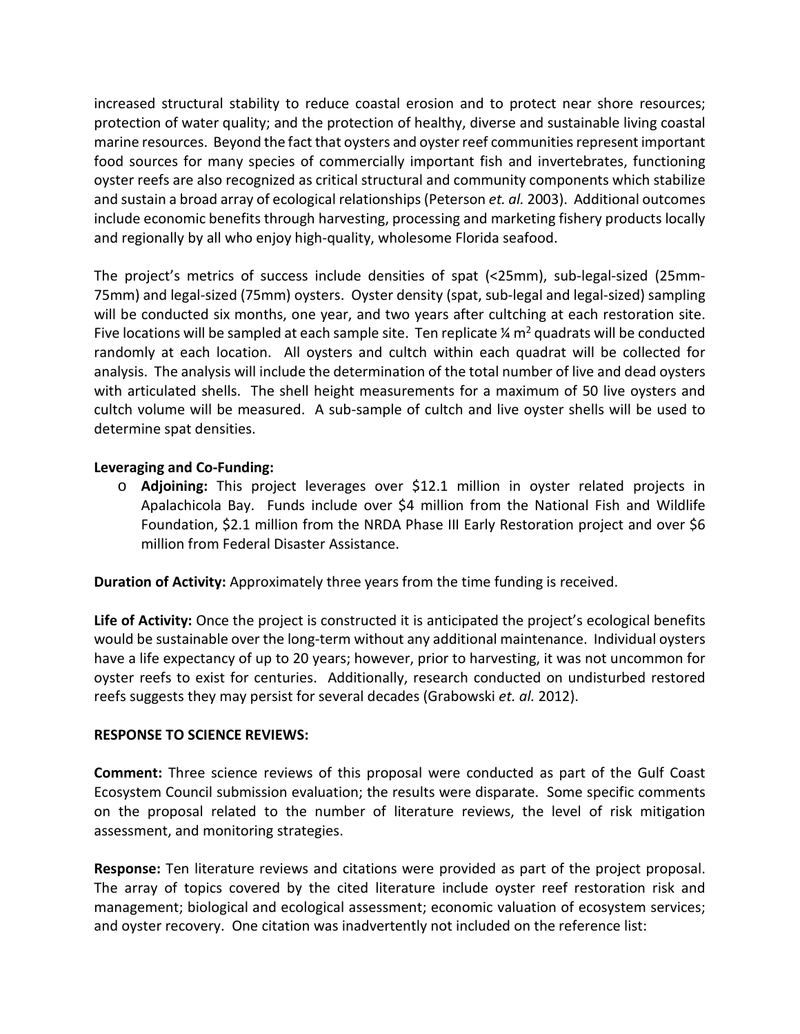increased structural stability to reduce coastal erosion and to protect near shore resources; protection of water quality; and the protection of healthy, diverse and sustainable living coastal marine resources. Beyond the fact that oysters and oyster reef communities represent important food sources for many species of commercially important fish and invertebrates, functioning oyster reefs are also recognized as critical structural and community components which stabilize and sustain a broad array of ecological relationships (Peterson *et. al.* 2003). Additional outcomes include economic benefits through harvesting, processing and marketing fishery products locally and regionally by all who enjoy high-quality, wholesome Florida seafood.

The project's metrics of success include densities of spat (<25mm), sub-legal-sized (25mm-75mm) and legal-sized (75mm) oysters. Oyster density (spat, sub-legal and legal-sized) sampling will be conducted six months, one year, and two years after cultching at each restoration site. Five locations will be sampled at each sample site. Ten replicate ¼ $m^2$ quadrats will be conducted randomly at each location. All oysters and cultch within each quadrat will be collected for analysis. The analysis will include the determination of the total number of live and dead oysters with articulated shells. The shell height measurements for a maximum of 50 live oysters and cultch volume will be measured. A sub-sample of cultch and live oyster shells will be used to determine spat densities.

**Leveraging and Co-Funding:**

- **Adjoining:** This project leverages over $12.1 million in oyster related projects in Apalachicola Bay. Funds include over $4 million from the National Fish and Wildlife Foundation, $2.1 million from the NRDA Phase III Early Restoration project and over $6 million from Federal Disaster Assistance.

**Duration of Activity:** Approximately three years from the time funding is received.

**Life of Activity:** Once the project is constructed it is anticipated the project's ecological benefits would be sustainable over the long-term without any additional maintenance. Individual oysters have a life expectancy of up to 20 years; however, prior to harvesting, it was not uncommon for oyster reefs to exist for centuries. Additionally, research conducted on undisturbed restored reefs suggests they may persist for several decades (Grabowski *et. al.* 2012).

**RESPONSE TO SCIENCE REVIEWS:**

**Comment:** Three science reviews of this proposal were conducted as part of the Gulf Coast Ecosystem Council submission evaluation; the results were disparate. Some specific comments on the proposal related to the number of literature reviews, the level of risk mitigation assessment, and monitoring strategies.

**Response:** Ten literature reviews and citations were provided as part of the project proposal. The array of topics covered by the cited literature include oyster reef restoration risk and management; biological and ecological assessment; economic valuation of ecosystem services; and oyster recovery. One citation was inadvertently not included on the reference list: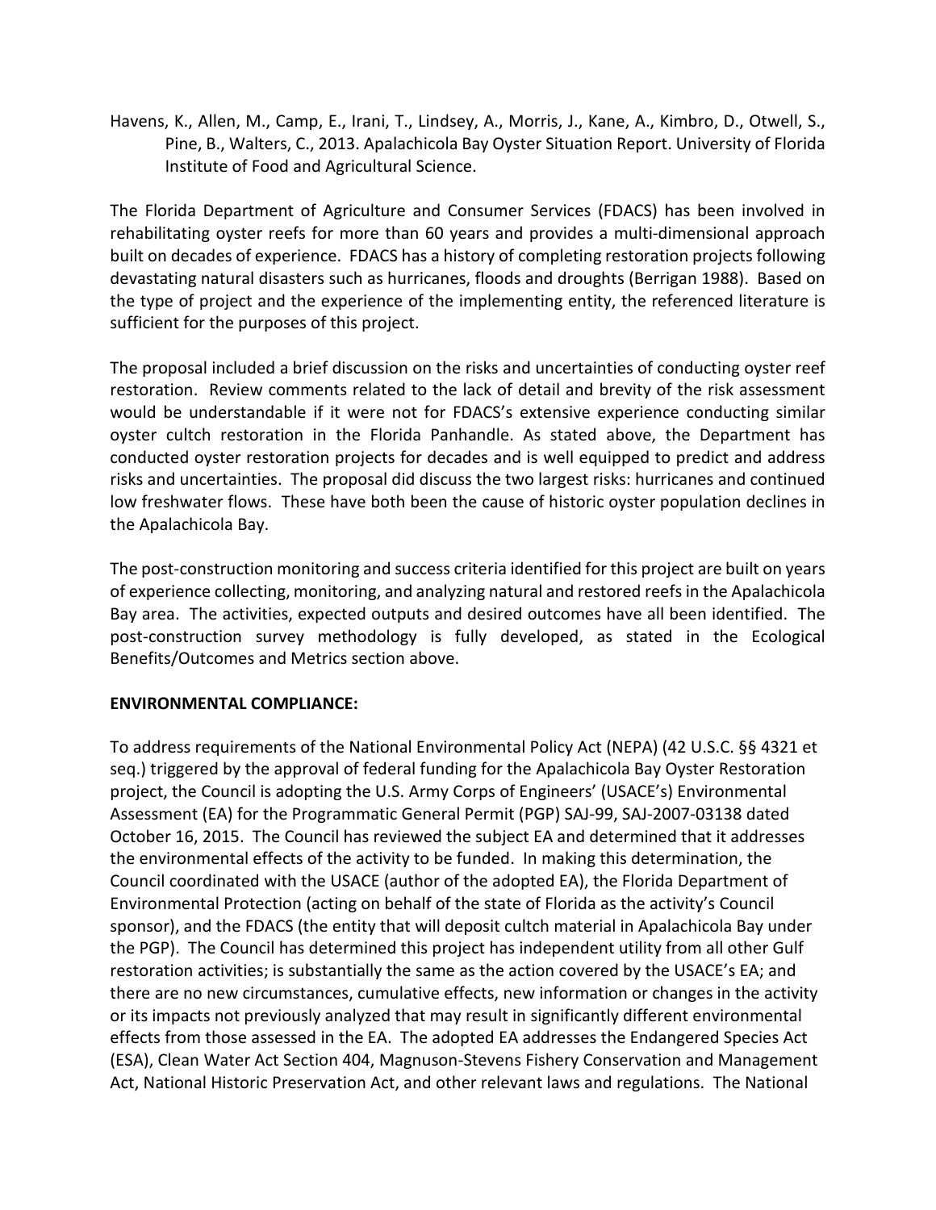Havens, K., Allen, M., Camp, E., Irani, T., Lindsey, A., Morris, J., Kane, A., Kimbro, D., Otwell, S., Pine, B., Walters, C., 2013. Apalachicola Bay Oyster Situation Report. University of Florida Institute of Food and Agricultural Science.

The Florida Department of Agriculture and Consumer Services (FDACS) has been involved in rehabilitating oyster reefs for more than 60 years and provides a multi-dimensional approach built on decades of experience. FDACS has a history of completing restoration projects following devastating natural disasters such as hurricanes, floods and droughts (Berrigan 1988). Based on the type of project and the experience of the implementing entity, the referenced literature is sufficient for the purposes of this project.

The proposal included a brief discussion on the risks and uncertainties of conducting oyster reef restoration. Review comments related to the lack of detail and brevity of the risk assessment would be understandable if it were not for FDACS's extensive experience conducting similar oyster cultch restoration in the Florida Panhandle. As stated above, the Department has conducted oyster restoration projects for decades and is well equipped to predict and address risks and uncertainties. The proposal did discuss the two largest risks: hurricanes and continued low freshwater flows. These have both been the cause of historic oyster population declines in the Apalachicola Bay.

The post-construction monitoring and success criteria identified for this project are built on years of experience collecting, monitoring, and analyzing natural and restored reefs in the Apalachicola Bay area. The activities, expected outputs and desired outcomes have all been identified. The post-construction survey methodology is fully developed, as stated in the Ecological Benefits/Outcomes and Metrics section above.

**ENVIRONMENTAL COMPLIANCE:**

To address requirements of the National Environmental Policy Act (NEPA) (42 U.S.C. §§ 4321 et seq.) triggered by the approval of federal funding for the Apalachicola Bay Oyster Restoration project, the Council is adopting the U.S. Army Corps of Engineers' (USACE's) Environmental Assessment (EA) for the Programmatic General Permit (PGP) SAJ-99, SAJ-2007-03138 dated October 16, 2015. The Council has reviewed the subject EA and determined that it addresses the environmental effects of the activity to be funded. In making this determination, the Council coordinated with the USACE (author of the adopted EA), the Florida Department of Environmental Protection (acting on behalf of the state of Florida as the activity's Council sponsor), and the FDACS (the entity that will deposit cultch material in Apalachicola Bay under the PGP). The Council has determined this project has independent utility from all other Gulf restoration activities; is substantially the same as the action covered by the USACE's EA; and there are no new circumstances, cumulative effects, new information or changes in the activity or its impacts not previously analyzed that may result in significantly different environmental effects from those assessed in the EA. The adopted EA addresses the Endangered Species Act (ESA), Clean Water Act Section 404, Magnuson-Stevens Fishery Conservation and Management Act, National Historic Preservation Act, and other relevant laws and regulations. The National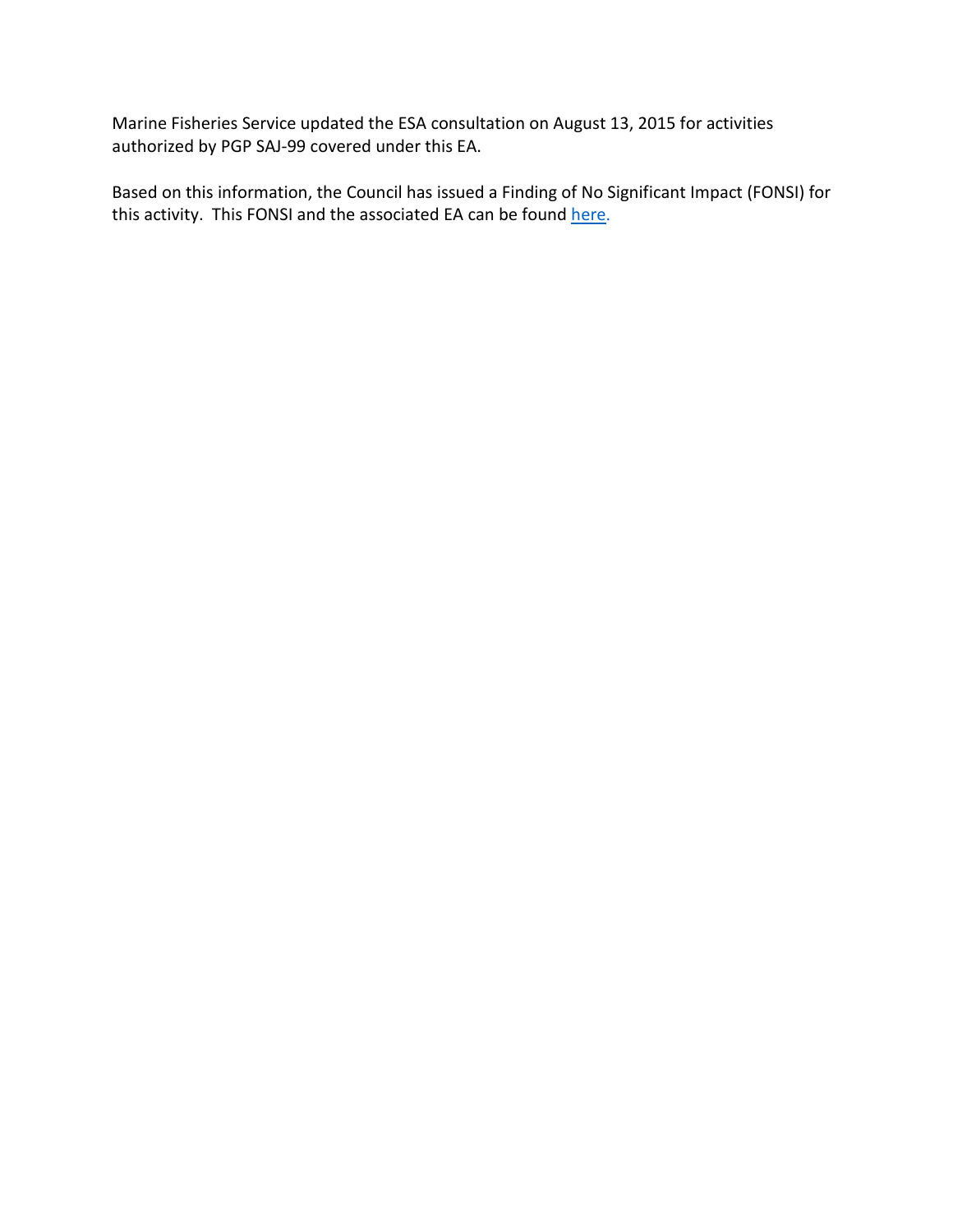Marine Fisheries Service updated the ESA consultation on August 13, 2015 for activities authorized by PGP SAJ-99 covered under this EA.

Based on this information, the Council has issued a Finding of No Significant Impact (FONSI) for this activity. This FONSI and the associated EA can be found here.